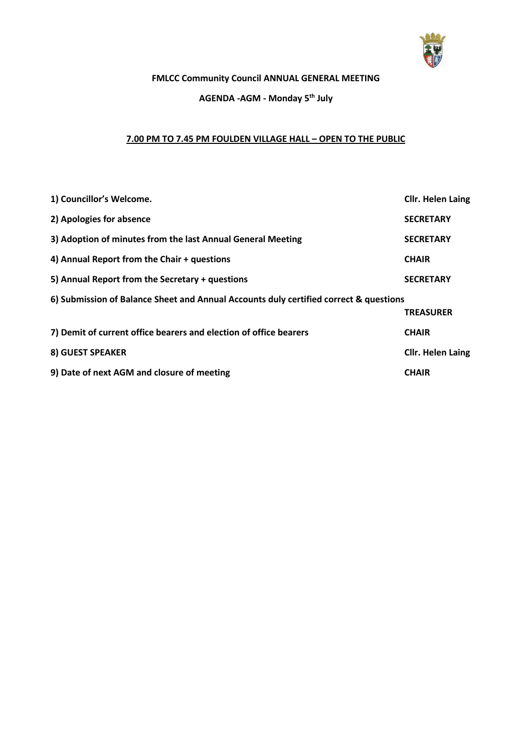**FMLCC Community Council ANNUAL GENERAL MEETING**

**AGENDA -AGM - Monday 5th July**

**7.00 PM TO 7.45 PM FOULDEN VILLAGE HALL – OPEN TO THE PUBLIC**

| | |
|---|---|
| **1) Councillor's Welcome.** | **Cllr. Helen Laing** |
| **2) Apologies for absence** | **SECRETARY** |
| **3) Adoption of minutes from the last Annual General Meeting** | **SECRETARY** |
| **4) Annual Report from the Chair + questions** | **CHAIR** |
| **5) Annual Report from the Secretary + questions** | **SECRETARY** |
| **6) Submission of Balance Sheet and Annual Accounts duly certified correct & questions** | **TREASURER** |
| **7) Demit of current office bearers and election of office bearers** | **CHAIR** |
| **8) GUEST SPEAKER** | **Cllr. Helen Laing** |
| **9) Date of next AGM and closure of meeting** | **CHAIR** |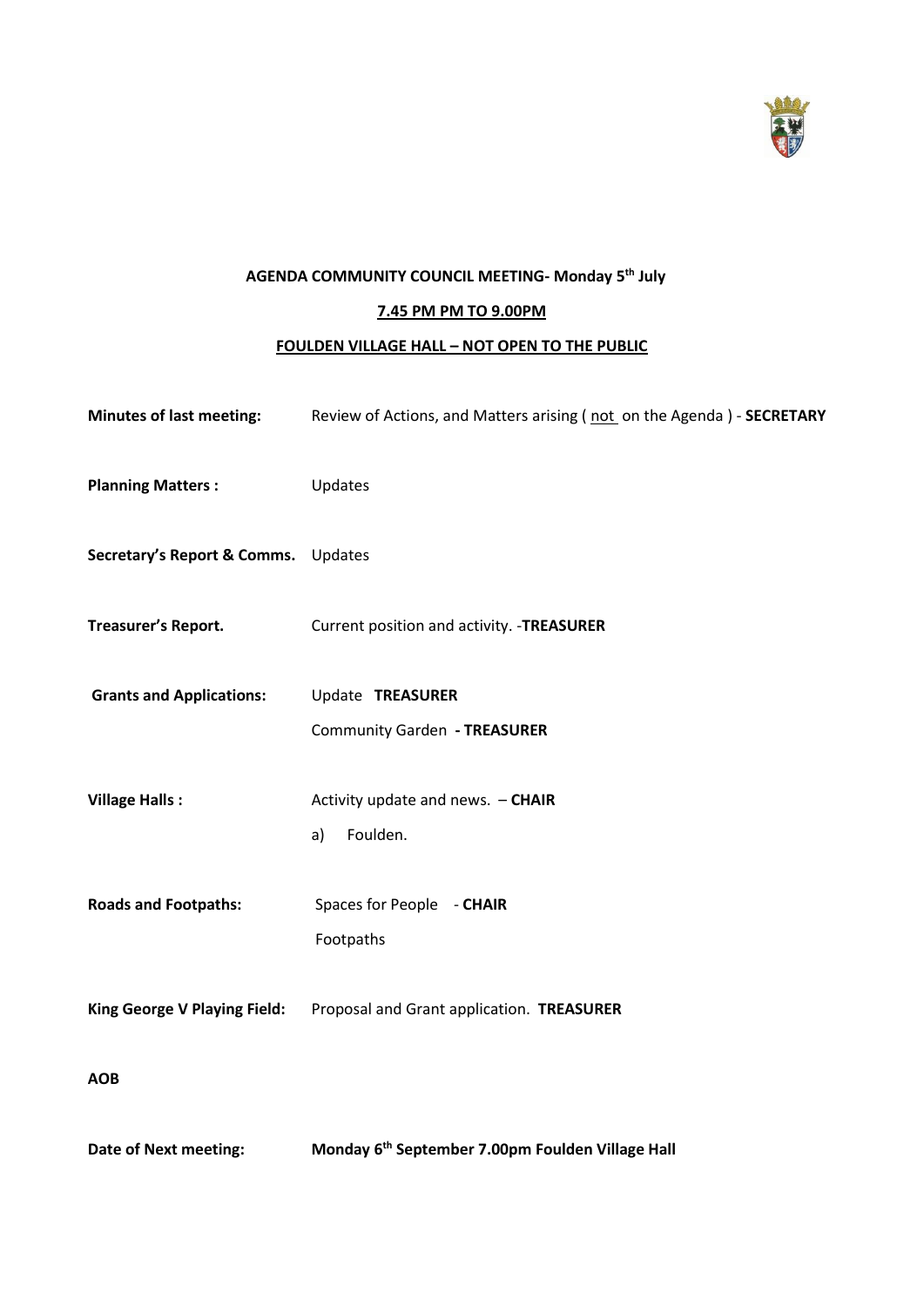**AGENDA COMMUNITY COUNCIL MEETING- Monday 5th July**

**7.45 PM PM TO 9.00PM**

**FOULDEN VILLAGE HALL – NOT OPEN TO THE PUBLIC**

| | |
|---|---|
| **Minutes of last meeting:** | Review of Actions, and Matters arising ( not on the Agenda ) - **SECRETARY** |
| **Planning Matters :** | Updates |
| **Secretary's Report & Comms.** | Updates |
| **Treasurer's Report.** | Current position and activity. -**TREASURER** |
| **Grants and Applications:** | Update **TREASURER**<br>Community Garden **- TREASURER** |
| **Village Halls :** | Activity update and news. – **CHAIR**<br>a) Foulden. |
| **Roads and Footpaths:** | Spaces for People - **CHAIR**<br>Footpaths |
| **King George V Playing Field:** | Proposal and Grant application. **TREASURER** |
| **AOB** | |
| **Date of Next meeting:** | **Monday 6th September 7.00pm Foulden Village Hall** |